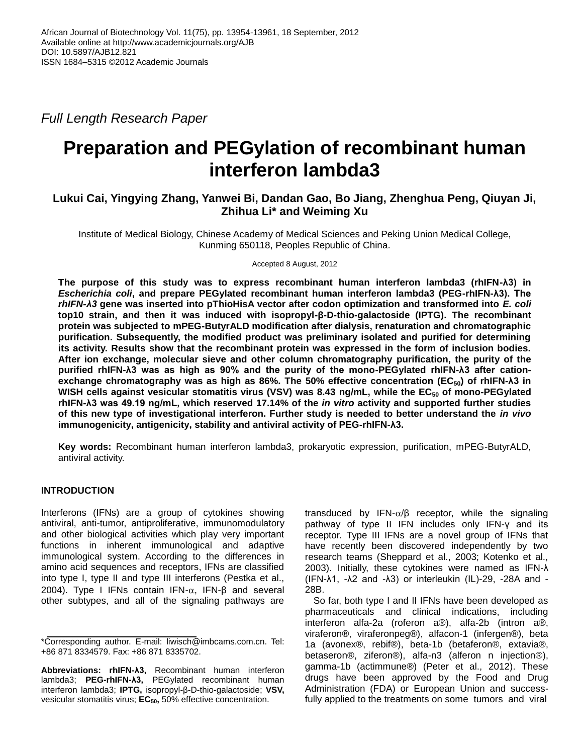African Journal of Biotechnology Vol. 11(75), pp. 13954-13961, 18 September, 2012
Available online at http://www.academicjournals.org/AJB
DOI: 10.5897/AJB12.821
ISSN 1684–5315 ©2012 Academic Journals

*Full Length Research Paper*

# Preparation and PEGylation of recombinant human interferon lambda3

**Lukui Cai, Yingying Zhang, Yanwei Bi, Dandan Gao, Bo Jiang, Zhenghua Peng, Qiuyan Ji, Zhihua Li\* and Weiming Xu**

Institute of Medical Biology, Chinese Academy of Medical Sciences and Peking Union Medical College, Kunming 650118, Peoples Republic of China.

Accepted 8 August, 2012

**The purpose of this study was to express recombinant human interferon lambda3 (rhIFN-λ3) in *Escherichia coli*, and prepare PEGylated recombinant human interferon lambda3 (PEG-rhIFN-λ3). The *rhIFN-λ3* gene was inserted into pThioHisA vector after codon optimization and transformed into *E. coli* top10 strain, and then it was induced with isopropyl-β-D-thio-galactoside (IPTG). The recombinant protein was subjected to mPEG-ButyrALD modification after dialysis, renaturation and chromatographic purification. Subsequently, the modified product was preliminary isolated and purified for determining its activity. Results show that the recombinant protein was expressed in the form of inclusion bodies. After ion exchange, molecular sieve and other column chromatography purification, the purity of the purified rhIFN-λ3 was as high as 90% and the purity of the mono-PEGylated rhIFN-λ3 after cation-exchange chromatography was as high as 86%. The 50% effective concentration ($EC_{50}$) of rhIFN-λ3 in WISH cells against vesicular stomatitis virus (VSV) was 8.43 ng/mL, while the $EC_{50}$ of mono-PEGylated rhIFN-λ3 was 49.19 ng/mL, which reserved 17.14% of the *in vitro* activity and supported further studies of this new type of investigational interferon. Further study is needed to better understand the *in vivo* immunogenicity, antigenicity, stability and antiviral activity of PEG-rhIFN-λ3.**

**Key words:** Recombinant human interferon lambda3, prokaryotic expression, purification, mPEG-ButyrALD, antiviral activity.

## INTRODUCTION

Interferons (IFNs) are a group of cytokines showing antiviral, anti-tumor, antiproliferative, immunomodulatory and other biological activities which play very important functions in inherent immunological and adaptive immunological system. According to the differences in amino acid sequences and receptors, IFNs are classified into type I, type II and type III interferons (Pestka et al., 2004). Type I IFNs contain IFN-α, IFN-β and several other subtypes, and all of the signaling pathways are transduced by IFN-α/β receptor, while the signaling pathway of type II IFN includes only IFN-γ and its receptor. Type III IFNs are a novel group of IFNs that have recently been discovered independently by two research teams (Sheppard et al., 2003; Kotenko et al., 2003). Initially, these cytokines were named as IFN-λ (IFN-λ1, -λ2 and -λ3) or interleukin (IL)-29, -28A and -28B.

So far, both type I and II IFNs have been developed as pharmaceuticals and clinical indications, including interferon alfa-2a (roferon a®), alfa-2b (intron a®, viraferon®, viraferonpeg®), alfacon-1 (infergen®), beta 1a (avonex®, rebif®), beta-1b (betaferon®, extavia®, betaseron®, ziferon®), alfa-n3 (alferon n injection®), gamma-1b (actimmune®) (Peter et al., 2012). These drugs have been approved by the Food and Drug Administration (FDA) or European Union and successfully applied to the treatments on some tumors and viral

\*Corresponding author. E-mail: liwisch@imbcams.com.cn. Tel: +86 871 8334579. Fax: +86 871 8335702.

**Abbreviations: rhIFN-λ3,** Recombinant human interferon lambda3; **PEG-rhIFN-λ3,** PEGylated recombinant human interferon lambda3; **IPTG,** isopropyl-β-D-thio-galactoside; **VSV,** vesicular stomatitis virus; **$EC_{50}$,** 50% effective concentration.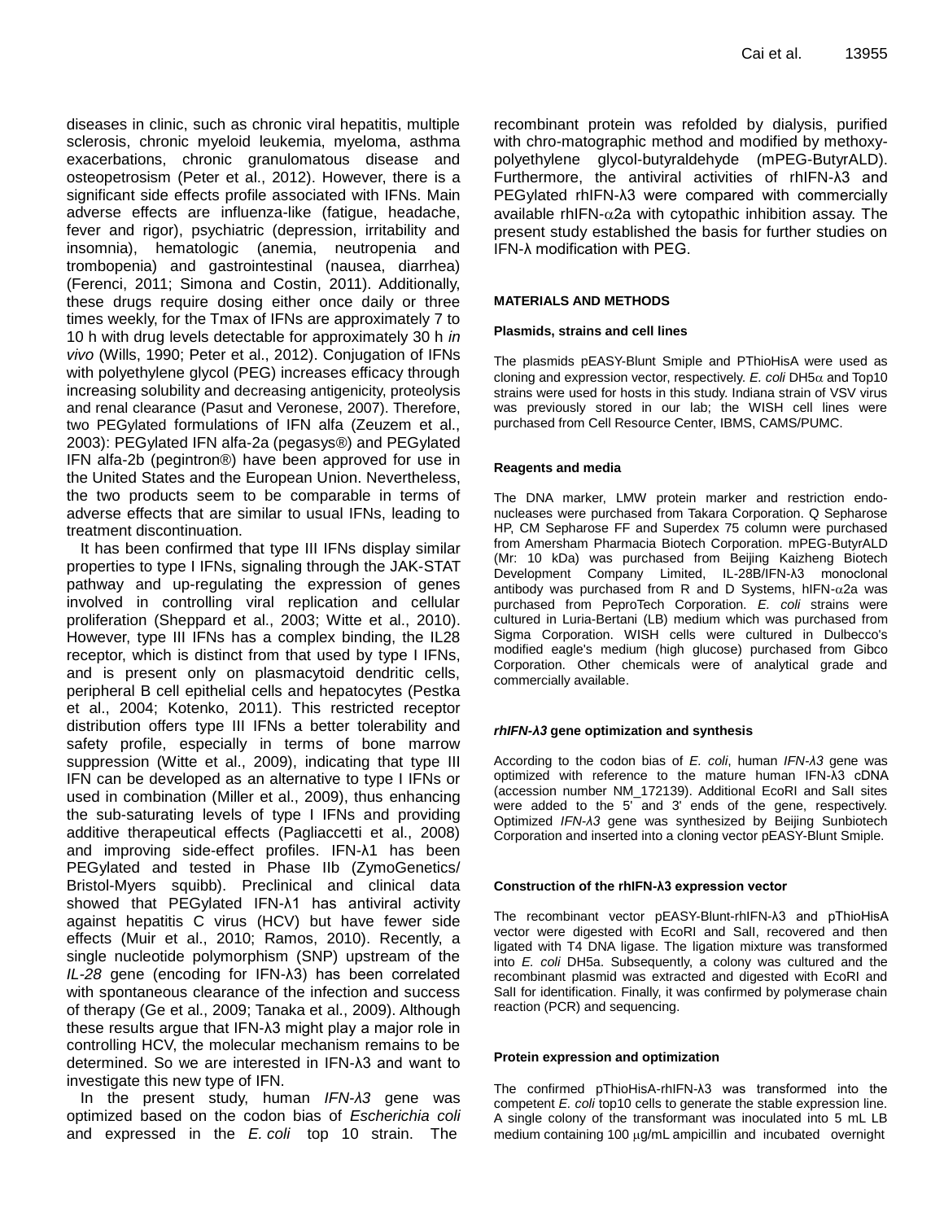diseases in clinic, such as chronic viral hepatitis, multiple sclerosis, chronic myeloid leukemia, myeloma, asthma exacerbations, chronic granulomatous disease and osteopetrosism (Peter et al., 2012). However, there is a significant side effects profile associated with IFNs. Main adverse effects are influenza-like (fatigue, headache, fever and rigor), psychiatric (depression, irritability and insomnia), hematologic (anemia, neutropenia and trombopenia) and gastrointestinal (nausea, diarrhea) (Ferenci, 2011; Simona and Costin, 2011). Additionally, these drugs require dosing either once daily or three times weekly, for the Tmax of IFNs are approximately 7 to 10 h with drug levels detectable for approximately 30 h *in vivo* (Wills, 1990; Peter et al., 2012). Conjugation of IFNs with polyethylene glycol (PEG) increases efficacy through increasing solubility and decreasing antigenicity, proteolysis and renal clearance (Pasut and Veronese, 2007). Therefore, two PEGylated formulations of IFN alfa (Zeuzem et al., 2003): PEGylated IFN alfa-2a (pegasys®) and PEGylated IFN alfa-2b (pegintron®) have been approved for use in the United States and the European Union. Nevertheless, the two products seem to be comparable in terms of adverse effects that are similar to usual IFNs, leading to treatment discontinuation.

It has been confirmed that type III IFNs display similar properties to type I IFNs, signaling through the JAK-STAT pathway and up-regulating the expression of genes involved in controlling viral replication and cellular proliferation (Sheppard et al., 2003; Witte et al., 2010). However, type III IFNs has a complex binding, the IL28 receptor, which is distinct from that used by type I IFNs, and is present only on plasmacytoid dendritic cells, peripheral B cell epithelial cells and hepatocytes (Pestka et al., 2004; Kotenko, 2011). This restricted receptor distribution offers type III IFNs a better tolerability and safety profile, especially in terms of bone marrow suppression (Witte et al., 2009), indicating that type III IFN can be developed as an alternative to type I IFNs or used in combination (Miller et al., 2009), thus enhancing the sub-saturating levels of type I IFNs and providing additive therapeutical effects (Pagliaccetti et al., 2008) and improving side-effect profiles. IFN-λ1 has been PEGylated and tested in Phase IIb (ZymoGenetics/ Bristol-Myers squibb). Preclinical and clinical data showed that PEGylated IFN-λ1 has antiviral activity against hepatitis C virus (HCV) but have fewer side effects (Muir et al., 2010; Ramos, 2010). Recently, a single nucleotide polymorphism (SNP) upstream of the *IL-28* gene (encoding for IFN-λ3) has been correlated with spontaneous clearance of the infection and success of therapy (Ge et al., 2009; Tanaka et al., 2009). Although these results argue that IFN-λ3 might play a major role in controlling HCV, the molecular mechanism remains to be determined. So we are interested in IFN-λ3 and want to investigate this new type of IFN.

In the present study, human *IFN-λ3* gene was optimized based on the codon bias of *Escherichia coli* and expressed in the *E. coli* top 10 strain. The recombinant protein was refolded by dialysis, purified with chro-matographic method and modified by methoxy-polyethylene glycol-butyraldehyde (mPEG-ButyrALD). Furthermore, the antiviral activities of rhIFN-λ3 and PEGylated rhIFN-λ3 were compared with commercially available rhIFN-α2a with cytopathic inhibition assay. The present study established the basis for further studies on IFN-λ modification with PEG.

## MATERIALS AND METHODS

### Plasmids, strains and cell lines

The plasmids pEASY-Blunt Smiple and PThioHisA were used as cloning and expression vector, respectively. *E. coli* DH5α and Top10 strains were used for hosts in this study. Indiana strain of VSV virus was previously stored in our lab; the WISH cell lines were purchased from Cell Resource Center, IBMS, CAMS/PUMC.

### Reagents and media

The DNA marker, LMW protein marker and restriction endo-nucleases were purchased from Takara Corporation. Q Sepharose HP, CM Sepharose FF and Superdex 75 column were purchased from Amersham Pharmacia Biotech Corporation. mPEG-ButyrALD (Mr: 10 kDa) was purchased from Beijing Kaizheng Biotech Development Company Limited, IL-28B/IFN-λ3 monoclonal antibody was purchased from R and D Systems, hIFN-α2a was purchased from PeproTech Corporation. *E. coli* strains were cultured in Luria-Bertani (LB) medium which was purchased from Sigma Corporation. WISH cells were cultured in Dulbecco's modified eagle's medium (high glucose) purchased from Gibco Corporation. Other chemicals were of analytical grade and commercially available.

### *rhIFN-λ3* gene optimization and synthesis

According to the codon bias of *E. coli*, human *IFN-λ3* gene was optimized with reference to the mature human IFN-λ3 cDNA (accession number NM_172139). Additional EcoRI and SalI sites were added to the 5' and 3' ends of the gene, respectively. Optimized *IFN-λ3* gene was synthesized by Beijing Sunbiotech Corporation and inserted into a cloning vector pEASY-Blunt Smiple.

### Construction of the rhIFN-λ3 expression vector

The recombinant vector pEASY-Blunt-rhIFN-λ3 and pThioHisA vector were digested with EcoRI and SalI, recovered and then ligated with T4 DNA ligase. The ligation mixture was transformed into *E. coli* DH5a. Subsequently, a colony was cultured and the recombinant plasmid was extracted and digested with EcoRI and SalI for identification. Finally, it was confirmed by polymerase chain reaction (PCR) and sequencing.

### Protein expression and optimization

The confirmed pThioHisA-rhIFN-λ3 was transformed into the competent *E. coli* top10 cells to generate the stable expression line. A single colony of the transformant was inoculated into 5 mL LB medium containing 100 μg/mL ampicillin and incubated overnight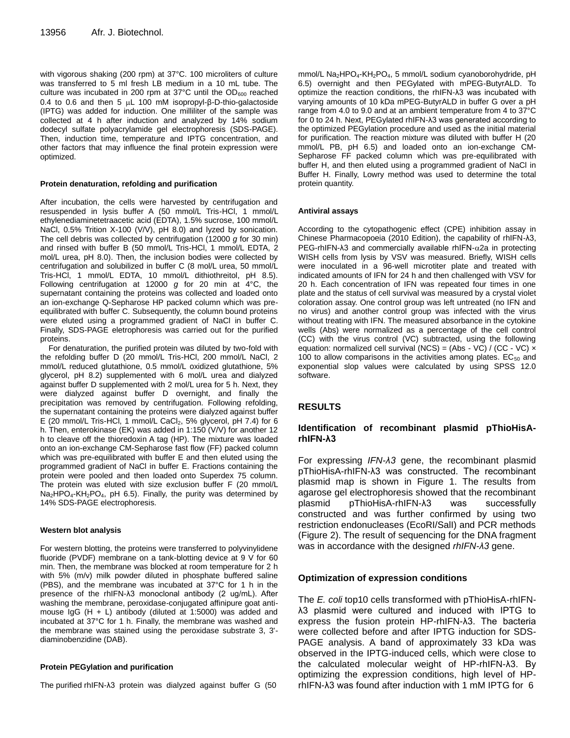with vigorous shaking (200 rpm) at 37°C. 100 microliters of culture was transferred to 5 ml fresh LB medium in a 10 mL tube. The culture was incubated in 200 rpm at 37°C until the $OD_{600}$ reached 0.4 to 0.6 and then 5 μL 100 mM isopropyl-β-D-thio-galactoside (IPTG) was added for induction. One milliliter of the sample was collected at 4 h after induction and analyzed by 14% sodium dodecyl sulfate polyacrylamide gel electrophoresis (SDS-PAGE). Then, induction time, temperature and IPTG concentration, and other factors that may influence the final protein expression were optimized.

#### Protein denaturation, refolding and purification

After incubation, the cells were harvested by centrifugation and resuspended in lysis buffer A (50 mmol/L Tris-HCl, 1 mmol/L ethylenediaminetetraacetic acid (EDTA), 1.5% sucrose, 100 mmol/L NaCl, 0.5% Trition X-100 (V/V), pH 8.0) and lyzed by sonication. The cell debris was collected by centrifugation (12000 *g* for 30 min) and rinsed with buffer B (50 mmol/L Tris-HCl, 1 mmol/L EDTA, 2 mol/L urea, pH 8.0). Then, the inclusion bodies were collected by centrifugation and solubilized in buffer C (8 mol/L urea, 50 mmol/L Tris-HCl, 1 mmol/L EDTA, 10 mmol/L dithiothreitol, pH 8.5). Following centrifugation at 12000 *g* for 20 min at 4°C, the supernatant containing the proteins was collected and loaded onto an ion-exchange Q-Sepharose HP packed column which was pre-equilibrated with buffer C. Subsequently, the column bound proteins were eluted using a programmed gradient of NaCl in buffer C. Finally, SDS-PAGE eletrophoresis was carried out for the purified proteins.

For denaturation, the purified protein was diluted by two-fold with the refolding buffer D (20 mmol/L Tris-HCl, 200 mmol/L NaCl, 2 mmol/L reduced glutathione, 0.5 mmol/L oxidized glutathione, 5% glycerol, pH 8.2) supplemented with 6 mol/L urea and dialyzed against buffer D supplemented with 2 mol/L urea for 5 h. Next, they were dialyzed against buffer D overnight, and finally the precipitation was removed by centrifugation. Following refolding, the supernatant containing the proteins were dialyzed against buffer E (20 mmol/L Tris-HCl, 1 mmol/L $CaCl_2$, 5% glycerol, pH 7.4) for 6 h. Then, enterokinase (EK) was added in 1:150 (V/V) for another 12 h to cleave off the thioredoxin A tag (HP). The mixture was loaded onto an ion-exchange CM-Sepharose fast flow (FF) packed column which was pre-equilibrated with buffer E and then eluted using the programmed gradient of NaCl in buffer E. Fractions containing the protein were pooled and then loaded onto Superdex 75 column. The protein was eluted with size exclusion buffer F (20 mmol/L $Na_2HPO_4$-$KH_2PO_4$, pH 6.5). Finally, the purity was determined by 14% SDS-PAGE electrophoresis.

#### Western blot analysis

For western blotting, the proteins were transferred to polyvinylidene fluoride (PVDF) membrane on a tank-blotting device at 9 V for 60 min. Then, the membrane was blocked at room temperature for 2 h with 5% (m/v) milk powder diluted in phosphate buffered saline (PBS), and the membrane was incubated at 37°C for 1 h in the presence of the rhIFN-λ3 monoclonal antibody (2 ug/mL). After washing the membrane, peroxidase-conjugated affinipure goat anti-mouse IgG (H + L) antibody (diluted at 1:5000) was added and incubated at 37°C for 1 h. Finally, the membrane was washed and the membrane was stained using the peroxidase substrate 3, 3'-diaminobenzidine (DAB).

#### Protein PEGylation and purification

The purified rhIFN-λ3 protein was dialyzed against buffer G (50 mmol/L $Na_2HPO_4$-$KH_2PO_4$, 5 mmol/L sodium cyanoborohydride, pH 6.5) overnight and then PEGylated with mPEG-ButyrALD. To optimize the reaction conditions, the rhIFN-λ3 was incubated with varying amounts of 10 kDa mPEG-ButyrALD in buffer G over a pH range from 4.0 to 9.0 and at an ambient temperature from 4 to 37°C for 0 to 24 h. Next, PEGylated rhIFN-λ3 was generated according to the optimized PEGylation procedure and used as the initial material for purification. The reaction mixture was diluted with buffer H (20 mmol/L PB, pH 6.5) and loaded onto an ion-exchange CM-Sepharose FF packed column which was pre-equilibrated with buffer H, and then eluted using a programmed gradient of NaCl in Buffer H. Finally, Lowry method was used to determine the total protein quantity.

#### Antiviral assays

According to the cytopathogenic effect (CPE) inhibition assay in Chinese Pharmacopoeia (2010 Edition), the capability of rhIFN-λ3, PEG-rhIFN-λ3 and commercially available rhIFN-α2a in protecting WISH cells from lysis by VSV was measured. Briefly, WISH cells were inoculated in a 96-well microtiter plate and treated with indicated amounts of IFN for 24 h and then challenged with VSV for 20 h. Each concentration of IFN was repeated four times in one plate and the status of cell survival was measured by a crystal violet coloration assay. One control group was left untreated (no IFN and no virus) and another control group was infected with the virus without treating with IFN. The measured absorbance in the cytokine wells (Abs) were normalized as a percentage of the cell control (CC) with the virus control (VC) subtracted, using the following equation: normalized cell survival (NCS) = (Abs - VC) / (CC - VC) × 100 to allow comparisons in the activities among plates. $EC_{50}$ and exponential slop values were calculated by using SPSS 12.0 software.

## RESULTS

### Identification of recombinant plasmid pThioHisA-rhIFN-λ3

For expressing *IFN-λ3* gene, the recombinant plasmid pThioHisA-rhIFN-λ3 was constructed. The recombinant plasmid map is shown in Figure 1. The results from agarose gel electrophoresis showed that the recombinant plasmid pThioHisA-rhIFN-λ3 was successfully constructed and was further confirmed by using two restriction endonucleases (EcoRI/SalI) and PCR methods (Figure 2). The result of sequencing for the DNA fragment was in accordance with the designed *rhIFN-λ3* gene.

### Optimization of expression conditions

The *E. coli* top10 cells transformed with pThioHisA-rhIFN-λ3 plasmid were cultured and induced with IPTG to express the fusion protein HP-rhIFN-λ3. The bacteria were collected before and after IPTG induction for SDS-PAGE analysis. A band of approximately 33 kDa was observed in the IPTG-induced cells, which were close to the calculated molecular weight of HP-rhIFN-λ3. By optimizing the expression conditions, high level of HP-rhIFN-λ3 was found after induction with 1 mM IPTG for 6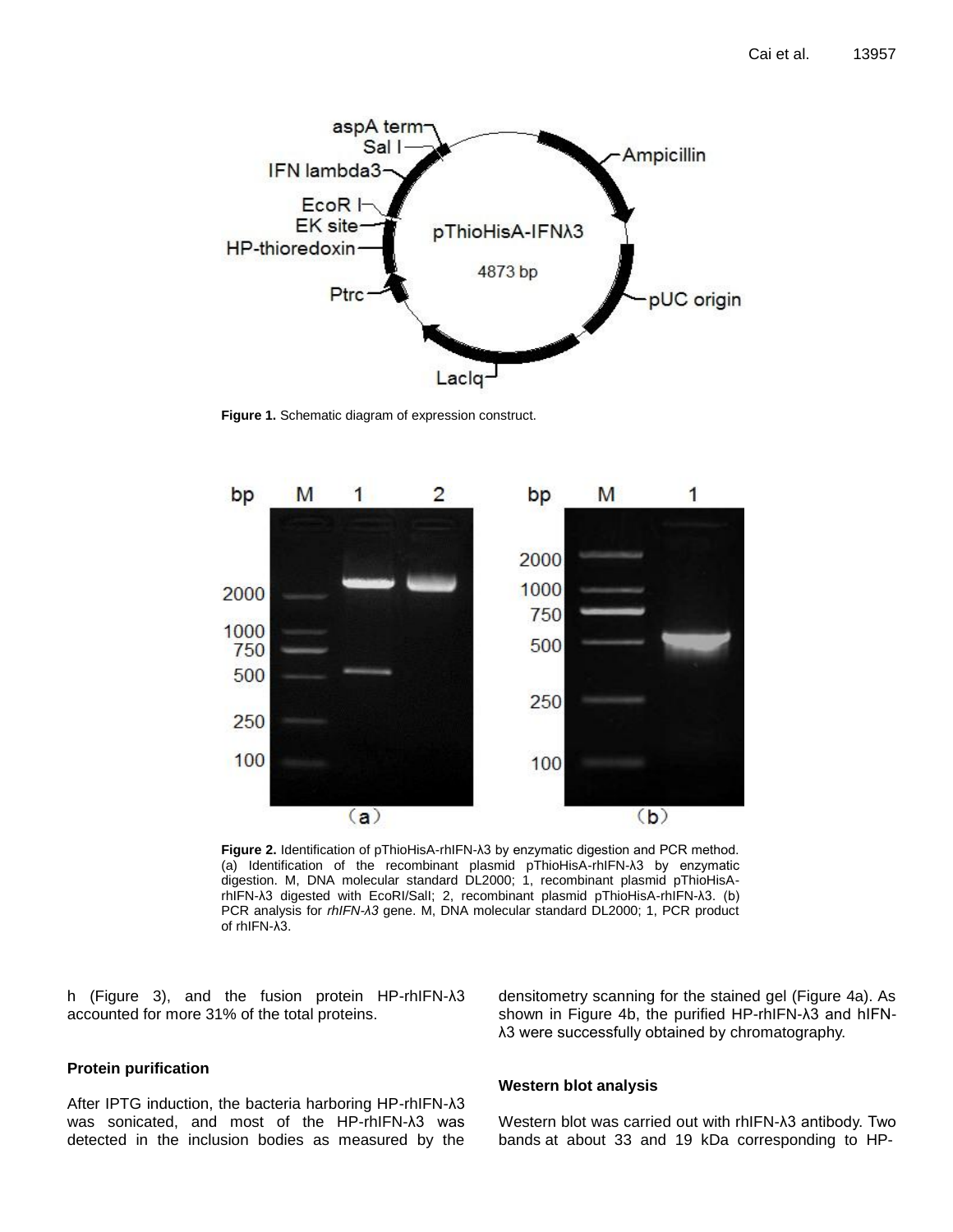**Figure 1.** Schematic diagram of expression construct.

**Figure 2.** Identification of pThioHisA-rhIFN-λ3 by enzymatic digestion and PCR method. (a) Identification of the recombinant plasmid pThioHisA-rhIFN-λ3 by enzymatic digestion. M, DNA molecular standard DL2000; 1, recombinant plasmid pThioHisA-rhIFN-λ3 digested with EcoRI/SalI; 2, recombinant plasmid pThioHisA-rhIFN-λ3. (b) PCR analysis for *rhIFN-λ3* gene. M, DNA molecular standard DL2000; 1, PCR product of rhIFN-λ3.

h (Figure 3), and the fusion protein HP-rhIFN-λ3 accounted for more 31% of the total proteins.

### Protein purification

After IPTG induction, the bacteria harboring HP-rhIFN-λ3 was sonicated, and most of the HP-rhIFN-λ3 was detected in the inclusion bodies as measured by the densitometry scanning for the stained gel (Figure 4a). As shown in Figure 4b, the purified HP-rhIFN-λ3 and hIFN-λ3 were successfully obtained by chromatography.

### Western blot analysis

Western blot was carried out with rhIFN-λ3 antibody. Two bands at about 33 and 19 kDa corresponding to HP-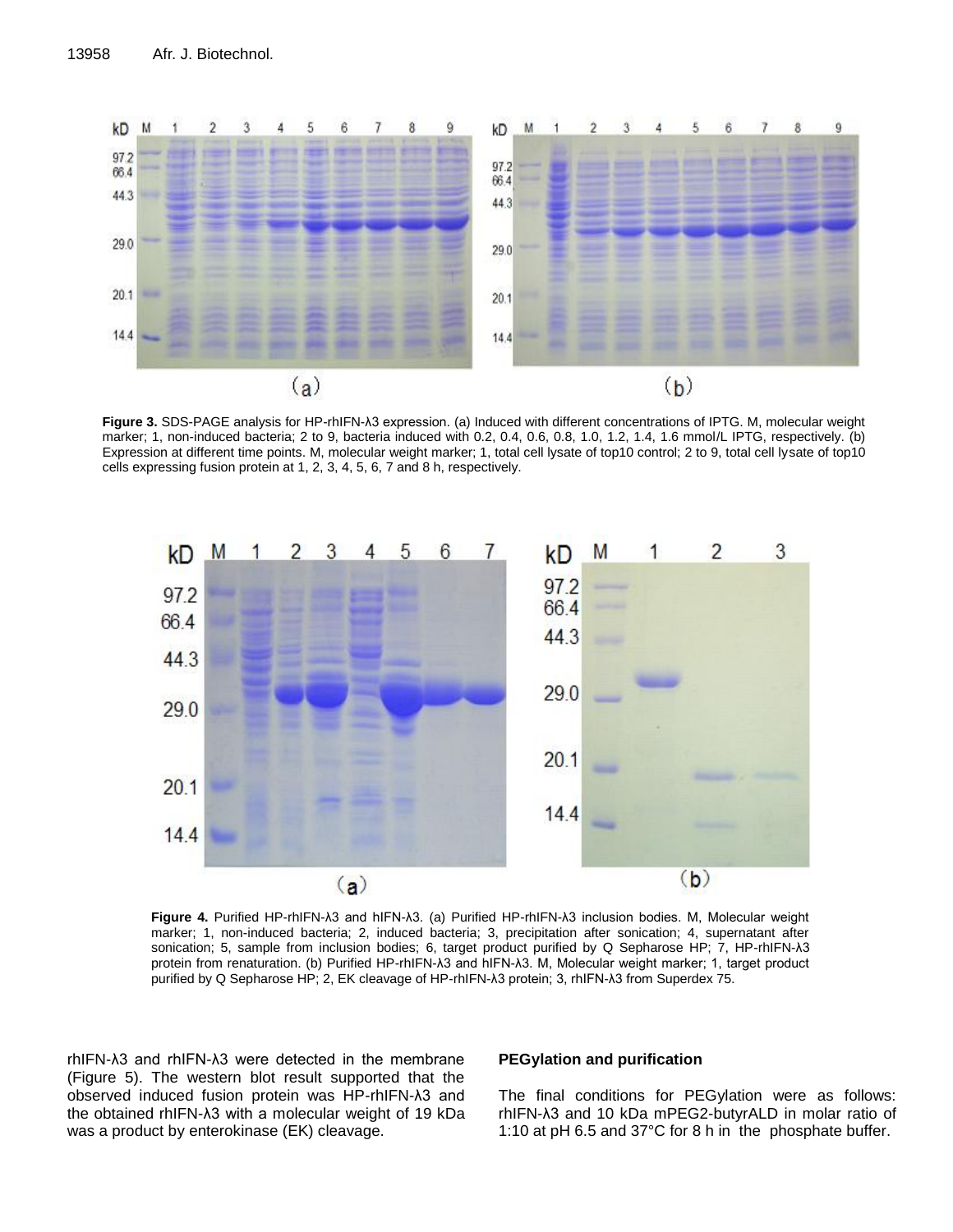**Figure 3.** SDS-PAGE analysis for HP-rhIFN-λ3 expression. (a) Induced with different concentrations of IPTG. M, molecular weight marker; 1, non-induced bacteria; 2 to 9, bacteria induced with 0.2, 0.4, 0.6, 0.8, 1.0, 1.2, 1.4, 1.6 mmol/L IPTG, respectively. (b) Expression at different time points. M, molecular weight marker; 1, total cell lysate of top10 control; 2 to 9, total cell lysate of top10 cells expressing fusion protein at 1, 2, 3, 4, 5, 6, 7 and 8 h, respectively.

**Figure 4.** Purified HP-rhIFN-λ3 and hIFN-λ3. (a) Purified HP-rhIFN-λ3 inclusion bodies. M, Molecular weight marker; 1, non-induced bacteria; 2, induced bacteria; 3, precipitation after sonication; 4, supernatant after sonication; 5, sample from inclusion bodies; 6, target product purified by Q Sepharose HP; 7, HP-rhIFN-λ3 protein from renaturation. (b) Purified HP-rhIFN-λ3 and hIFN-λ3. M, Molecular weight marker; 1, target product purified by Q Sepharose HP; 2, EK cleavage of HP-rhIFN-λ3 protein; 3, rhIFN-λ3 from Superdex 75.

rhIFN-λ3 and rhIFN-λ3 were detected in the membrane (Figure 5). The western blot result supported that the observed induced fusion protein was HP-rhIFN-λ3 and the obtained rhIFN-λ3 with a molecular weight of 19 kDa was a product by enterokinase (EK) cleavage.

### PEGylation and purification

The final conditions for PEGylation were as follows: rhIFN-λ3 and 10 kDa mPEG2-butyrALD in molar ratio of 1:10 at pH 6.5 and 37°C for 8 h in the phosphate buffer.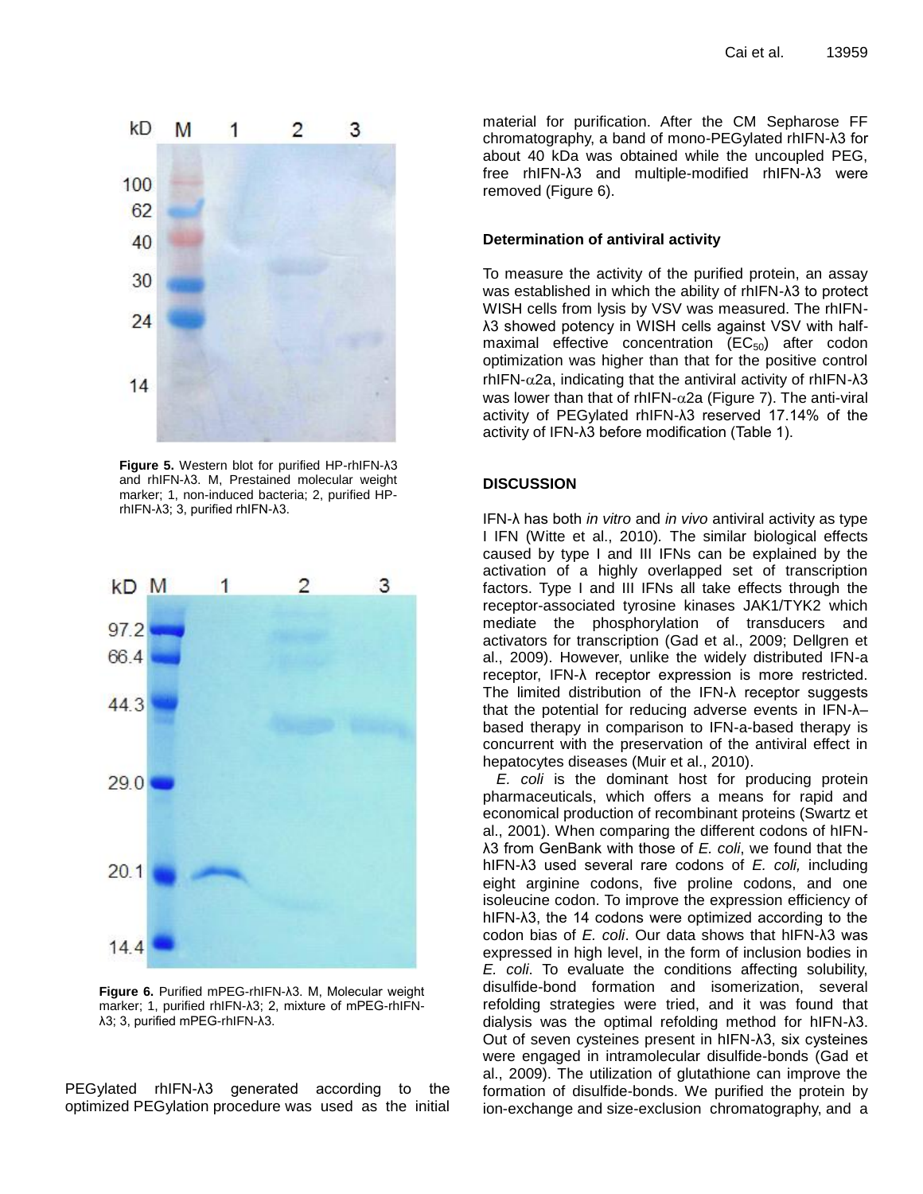Figure 5. Western blot for purified HP-rhIFN-λ3 and rhIFN-λ3. M, Prestained molecular weight marker; 1, non-induced bacteria; 2, purified HP-rhIFN-λ3; 3, purified rhIFN-λ3.

Figure 6. Purified mPEG-rhIFN-λ3. M, Molecular weight marker; 1, purified rhIFN-λ3; 2, mixture of mPEG-rhIFN-λ3; 3, purified mPEG-rhIFN-λ3.

PEGylated rhIFN-λ3 generated according to the optimized PEGylation procedure was used as the initial material for purification. After the CM Sepharose FF chromatography, a band of mono-PEGylated rhIFN-λ3 for about 40 kDa was obtained while the uncoupled PEG, free rhIFN-λ3 and multiple-modified rhIFN-λ3 were removed (Figure 6).

**Determination of antiviral activity**

To measure the activity of the purified protein, an assay was established in which the ability of rhIFN-λ3 to protect WISH cells from lysis by VSV was measured. The rhIFN-λ3 showed potency in WISH cells against VSV with half-maximal effective concentration ($EC_{50}$) after codon optimization was higher than that for the positive control rhIFN-α2a, indicating that the antiviral activity of rhIFN-λ3 was lower than that of rhIFN-α2a (Figure 7). The anti-viral activity of PEGylated rhIFN-λ3 reserved 17.14% of the activity of IFN-λ3 before modification (Table 1).

## DISCUSSION

IFN-λ has both *in vitro* and *in vivo* antiviral activity as type I IFN (Witte et al., 2010). The similar biological effects caused by type I and III IFNs can be explained by the activation of a highly overlapped set of transcription factors. Type I and III IFNs all take effects through the receptor-associated tyrosine kinases JAK1/TYK2 which mediate the phosphorylation of transducers and activators for transcription (Gad et al., 2009; Dellgren et al., 2009). However, unlike the widely distributed IFN-a receptor, IFN-λ receptor expression is more restricted. The limited distribution of the IFN-λ receptor suggests that the potential for reducing adverse events in IFN-λ–based therapy in comparison to IFN-a-based therapy is concurrent with the preservation of the antiviral effect in hepatocytes diseases (Muir et al., 2010).

*E. coli* is the dominant host for producing protein pharmaceuticals, which offers a means for rapid and economical production of recombinant proteins (Swartz et al., 2001). When comparing the different codons of hIFN-λ3 from GenBank with those of *E. coli*, we found that the hIFN-λ3 used several rare codons of *E. coli,* including eight arginine codons, five proline codons, and one isoleucine codon. To improve the expression efficiency of hIFN-λ3, the 14 codons were optimized according to the codon bias of *E. coli*. Our data shows that hIFN-λ3 was expressed in high level, in the form of inclusion bodies in *E. coli*. To evaluate the conditions affecting solubility, disulfide-bond formation and isomerization, several refolding strategies were tried, and it was found that dialysis was the optimal refolding method for hIFN-λ3. Out of seven cysteines present in hIFN-λ3, six cysteines were engaged in intramolecular disulfide-bonds (Gad et al., 2009). The utilization of glutathione can improve the formation of disulfide-bonds. We purified the protein by ion-exchange and size-exclusion chromatography, and a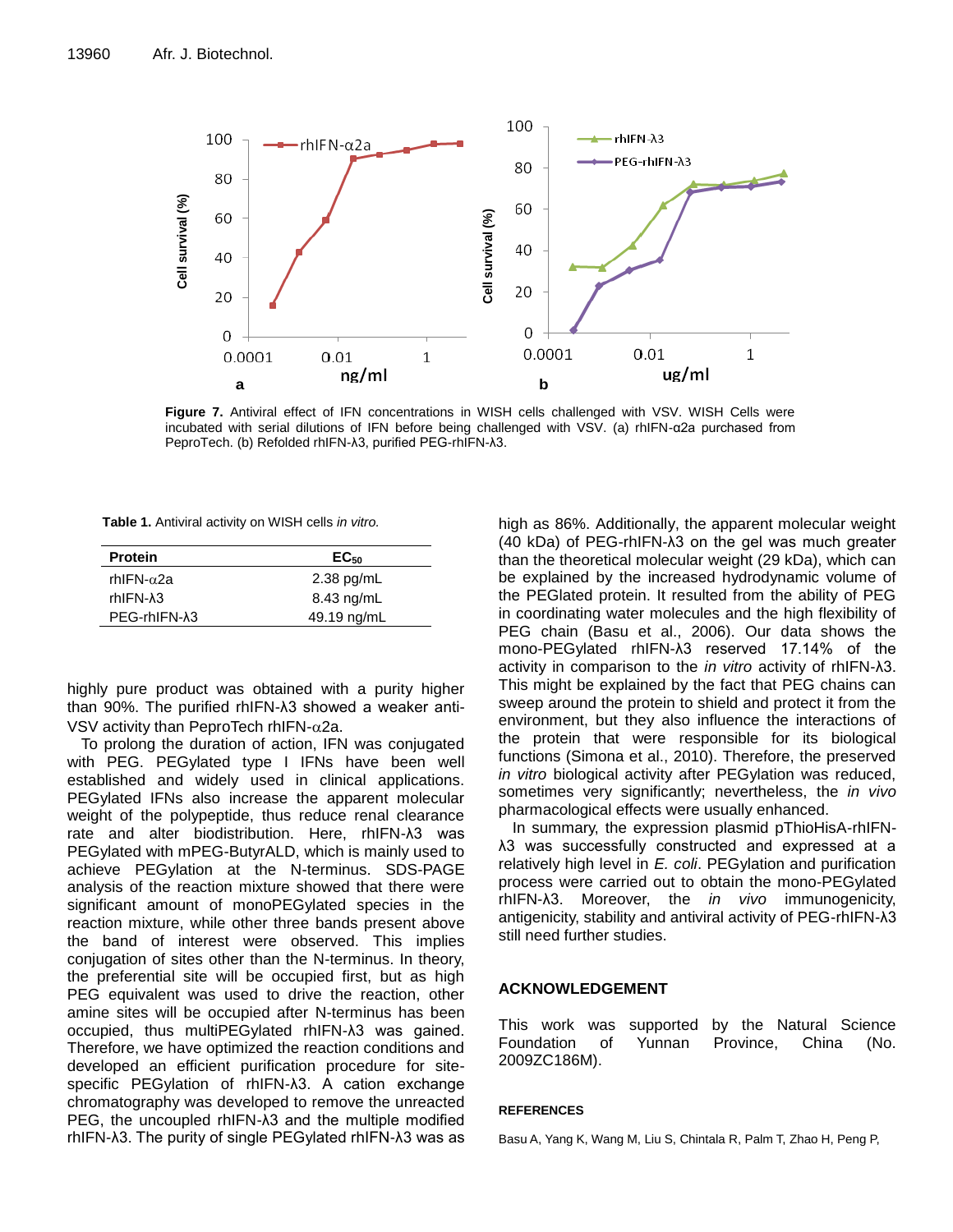**Figure 7.** Antiviral effect of IFN concentrations in WISH cells challenged with VSV. WISH Cells were incubated with serial dilutions of IFN before being challenged with VSV. (a) rhIFN-α2a purchased from PeproTech. (b) Refolded rhIFN-λ3, purified PEG-rhIFN-λ3.

**Table 1.** Antiviral activity on WISH cells *in vitro.*

| Protein | $EC_{50}$ |
|---|---|
| rhIFN-α2a | 2.38 pg/mL |
| rhIFN-λ3 | 8.43 ng/mL |
| PEG-rhIFN-λ3 | 49.19 ng/mL |

highly pure product was obtained with a purity higher than 90%. The purified rhIFN-λ3 showed a weaker anti-VSV activity than PeproTech rhIFN-α2a.

To prolong the duration of action, IFN was conjugated with PEG. PEGylated type I IFNs have been well established and widely used in clinical applications. PEGylated IFNs also increase the apparent molecular weight of the polypeptide, thus reduce renal clearance rate and alter biodistribution. Here, rhIFN-λ3 was PEGylated with mPEG-ButyrALD, which is mainly used to achieve PEGylation at the N-terminus. SDS-PAGE analysis of the reaction mixture showed that there were significant amount of monoPEGylated species in the reaction mixture, while other three bands present above the band of interest were observed. This implies conjugation of sites other than the N-terminus. In theory, the preferential site will be occupied first, but as high PEG equivalent was used to drive the reaction, other amine sites will be occupied after N-terminus has been occupied, thus multiPEGylated rhIFN-λ3 was gained. Therefore, we have optimized the reaction conditions and developed an efficient purification procedure for site-specific PEGylation of rhIFN-λ3. A cation exchange chromatography was developed to remove the unreacted PEG, the uncoupled rhIFN-λ3 and the multiple modified rhIFN-λ3. The purity of single PEGylated rhIFN-λ3 was as high as 86%. Additionally, the apparent molecular weight (40 kDa) of PEG-rhIFN-λ3 on the gel was much greater than the theoretical molecular weight (29 kDa), which can be explained by the increased hydrodynamic volume of the PEGlated protein. It resulted from the ability of PEG in coordinating water molecules and the high flexibility of PEG chain (Basu et al., 2006). Our data shows the mono-PEGylated rhIFN-λ3 reserved 17.14% of the activity in comparison to the *in vitro* activity of rhIFN-λ3. This might be explained by the fact that PEG chains can sweep around the protein to shield and protect it from the environment, but they also influence the interactions of the protein that were responsible for its biological functions (Simona et al., 2010). Therefore, the preserved *in vitro* biological activity after PEGylation was reduced, sometimes very significantly; nevertheless, the *in vivo* pharmacological effects were usually enhanced.

In summary, the expression plasmid pThioHisA-rhIFN-λ3 was successfully constructed and expressed at a relatively high level in *E. coli*. PEGylation and purification process were carried out to obtain the mono-PEGylated rhIFN-λ3. Moreover, the *in vivo* immunogenicity, antigenicity, stability and antiviral activity of PEG-rhIFN-λ3 still need further studies.

## ACKNOWLEDGEMENT

This work was supported by the Natural Science Foundation of Yunnan Province, China (No. 2009ZC186M).

## REFERENCES

Basu A, Yang K, Wang M, Liu S, Chintala R, Palm T, Zhao H, Peng P,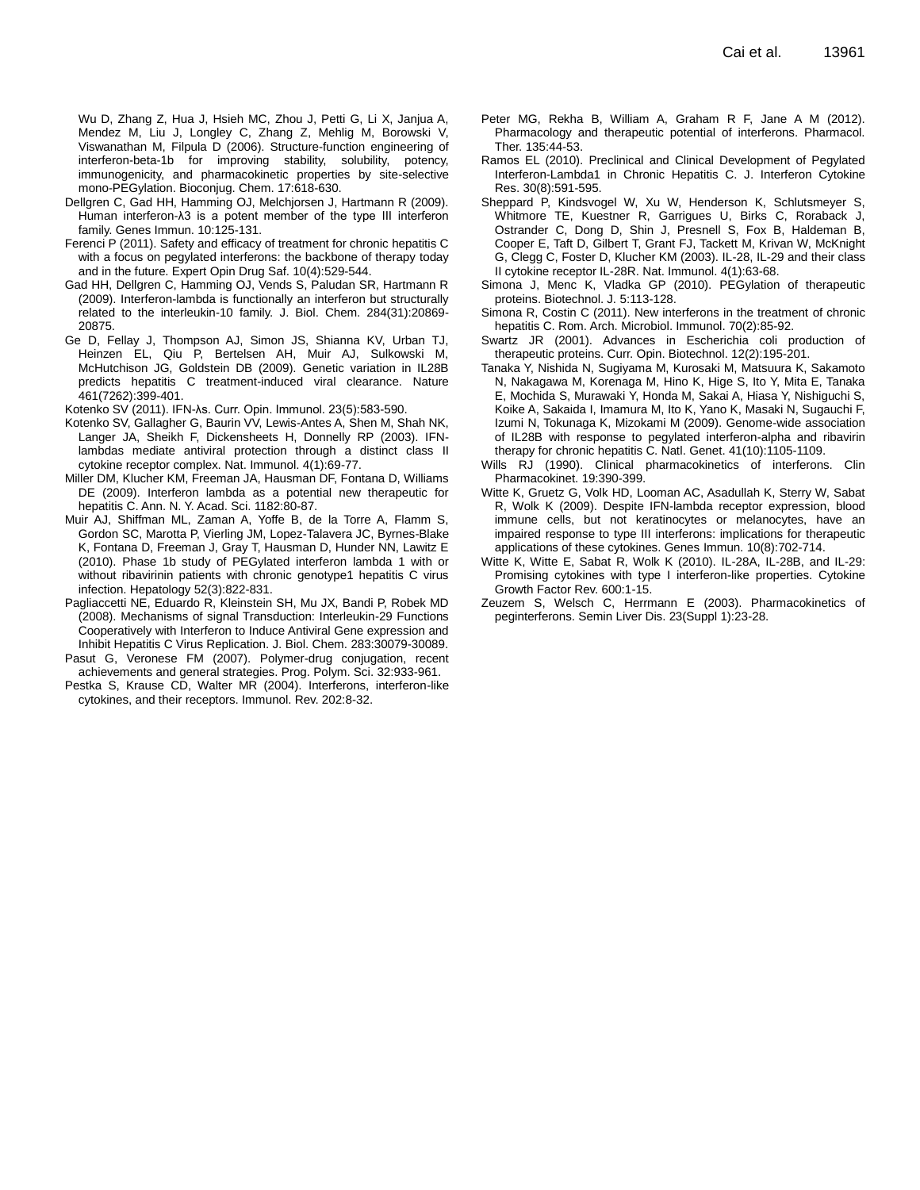Wu D, Zhang Z, Hua J, Hsieh MC, Zhou J, Petti G, Li X, Janjua A, Mendez M, Liu J, Longley C, Zhang Z, Mehlig M, Borowski V, Viswanathan M, Filpula D (2006). Structure-function engineering of interferon-beta-1b for improving stability, solubility, potency, immunogenicity, and pharmacokinetic properties by site-selective mono-PEGylation. Bioconjug. Chem. 17:618-630.

Dellgren C, Gad HH, Hamming OJ, Melchjorsen J, Hartmann R (2009). Human interferon-λ3 is a potent member of the type III interferon family. Genes Immun. 10:125-131.

Ferenci P (2011). Safety and efficacy of treatment for chronic hepatitis C with a focus on pegylated interferons: the backbone of therapy today and in the future. Expert Opin Drug Saf. 10(4):529-544.

Gad HH, Dellgren C, Hamming OJ, Vends S, Paludan SR, Hartmann R (2009). Interferon-lambda is functionally an interferon but structurally related to the interleukin-10 family. J. Biol. Chem. 284(31):20869-20875.

Ge D, Fellay J, Thompson AJ, Simon JS, Shianna KV, Urban TJ, Heinzen EL, Qiu P, Bertelsen AH, Muir AJ, Sulkowski M, McHutchison JG, Goldstein DB (2009). Genetic variation in IL28B predicts hepatitis C treatment-induced viral clearance. Nature 461(7262):399-401.

Kotenko SV (2011). IFN-λs. Curr. Opin. Immunol. 23(5):583-590.

Kotenko SV, Gallagher G, Baurin VV, Lewis-Antes A, Shen M, Shah NK, Langer JA, Sheikh F, Dickensheets H, Donnelly RP (2003). IFN-lambdas mediate antiviral protection through a distinct class II cytokine receptor complex. Nat. Immunol. 4(1):69-77.

Miller DM, Klucher KM, Freeman JA, Hausman DF, Fontana D, Williams DE (2009). Interferon lambda as a potential new therapeutic for hepatitis C. Ann. N. Y. Acad. Sci. 1182:80-87.

Muir AJ, Shiffman ML, Zaman A, Yoffe B, de la Torre A, Flamm S, Gordon SC, Marotta P, Vierling JM, Lopez-Talavera JC, Byrnes-Blake K, Fontana D, Freeman J, Gray T, Hausman D, Hunder NN, Lawitz E (2010). Phase 1b study of PEGylated interferon lambda 1 with or without ribavirinin patients with chronic genotype1 hepatitis C virus infection. Hepatology 52(3):822-831.

Pagliaccetti NE, Eduardo R, Kleinstein SH, Mu JX, Bandi P, Robek MD (2008). Mechanisms of signal Transduction: Interleukin-29 Functions Cooperatively with Interferon to Induce Antiviral Gene expression and Inhibit Hepatitis C Virus Replication. J. Biol. Chem. 283:30079-30089.

Pasut G, Veronese FM (2007). Polymer-drug conjugation, recent achievements and general strategies. Prog. Polym. Sci. 32:933-961.

Pestka S, Krause CD, Walter MR (2004). Interferons, interferon-like cytokines, and their receptors. Immunol. Rev. 202:8-32.

Peter MG, Rekha B, William A, Graham R F, Jane A M (2012). Pharmacology and therapeutic potential of interferons. Pharmacol. Ther. 135:44-53.

Ramos EL (2010). Preclinical and Clinical Development of Pegylated Interferon-Lambda1 in Chronic Hepatitis C. J. Interferon Cytokine Res. 30(8):591-595.

Sheppard P, Kindsvogel W, Xu W, Henderson K, Schlutsmeyer S, Whitmore TE, Kuestner R, Garrigues U, Birks C, Roraback J, Ostrander C, Dong D, Shin J, Presnell S, Fox B, Haldeman B, Cooper E, Taft D, Gilbert T, Grant FJ, Tackett M, Krivan W, McKnight G, Clegg C, Foster D, Klucher KM (2003). IL-28, IL-29 and their class II cytokine receptor IL-28R. Nat. Immunol. 4(1):63-68.

Simona J, Menc K, Vladka GP (2010). PEGylation of therapeutic proteins. Biotechnol. J. 5:113-128.

Simona R, Costin C (2011). New interferons in the treatment of chronic hepatitis C. Rom. Arch. Microbiol. Immunol. 70(2):85-92.

Swartz JR (2001). Advances in Escherichia coli production of therapeutic proteins. Curr. Opin. Biotechnol. 12(2):195-201.

Tanaka Y, Nishida N, Sugiyama M, Kurosaki M, Matsuura K, Sakamoto N, Nakagawa M, Korenaga M, Hino K, Hige S, Ito Y, Mita E, Tanaka E, Mochida S, Murawaki Y, Honda M, Sakai A, Hiasa Y, Nishiguchi S, Koike A, Sakaida I, Imamura M, Ito K, Yano K, Masaki N, Sugauchi F, Izumi N, Tokunaga K, Mizokami M (2009). Genome-wide association of IL28B with response to pegylated interferon-alpha and ribavirin therapy for chronic hepatitis C. Natl. Genet. 41(10):1105-1109.

Wills RJ (1990). Clinical pharmacokinetics of interferons. Clin Pharmacokinet. 19:390-399.

Witte K, Gruetz G, Volk HD, Looman AC, Asadullah K, Sterry W, Sabat R, Wolk K (2009). Despite IFN-lambda receptor expression, blood immune cells, but not keratinocytes or melanocytes, have an impaired response to type III interferons: implications for therapeutic applications of these cytokines. Genes Immun. 10(8):702-714.

Witte K, Witte E, Sabat R, Wolk K (2010). IL-28A, IL-28B, and IL-29: Promising cytokines with type I interferon-like properties. Cytokine Growth Factor Rev. 600:1-15.

Zeuzem S, Welsch C, Herrmann E (2003). Pharmacokinetics of peginterferons. Semin Liver Dis. 23(Suppl 1):23-28.